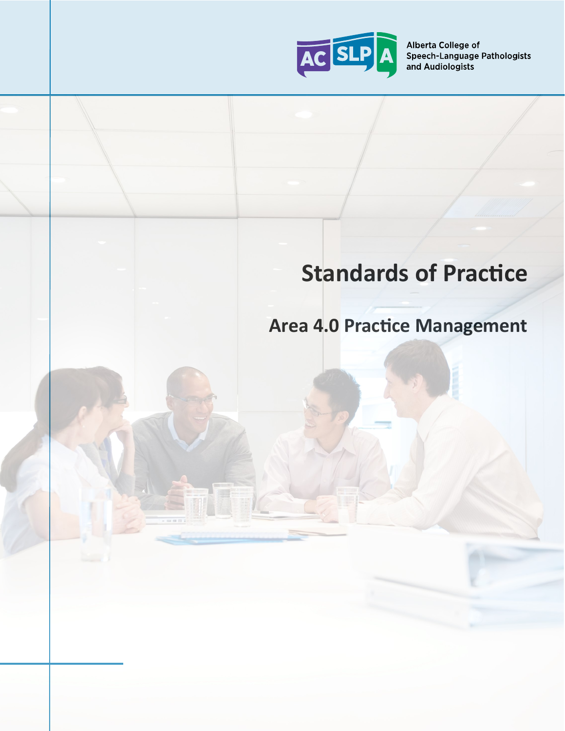Alberta College of Speech-Language Pathologists and Audiologists

# Standards of Practice

## Area 4.0 Practice Management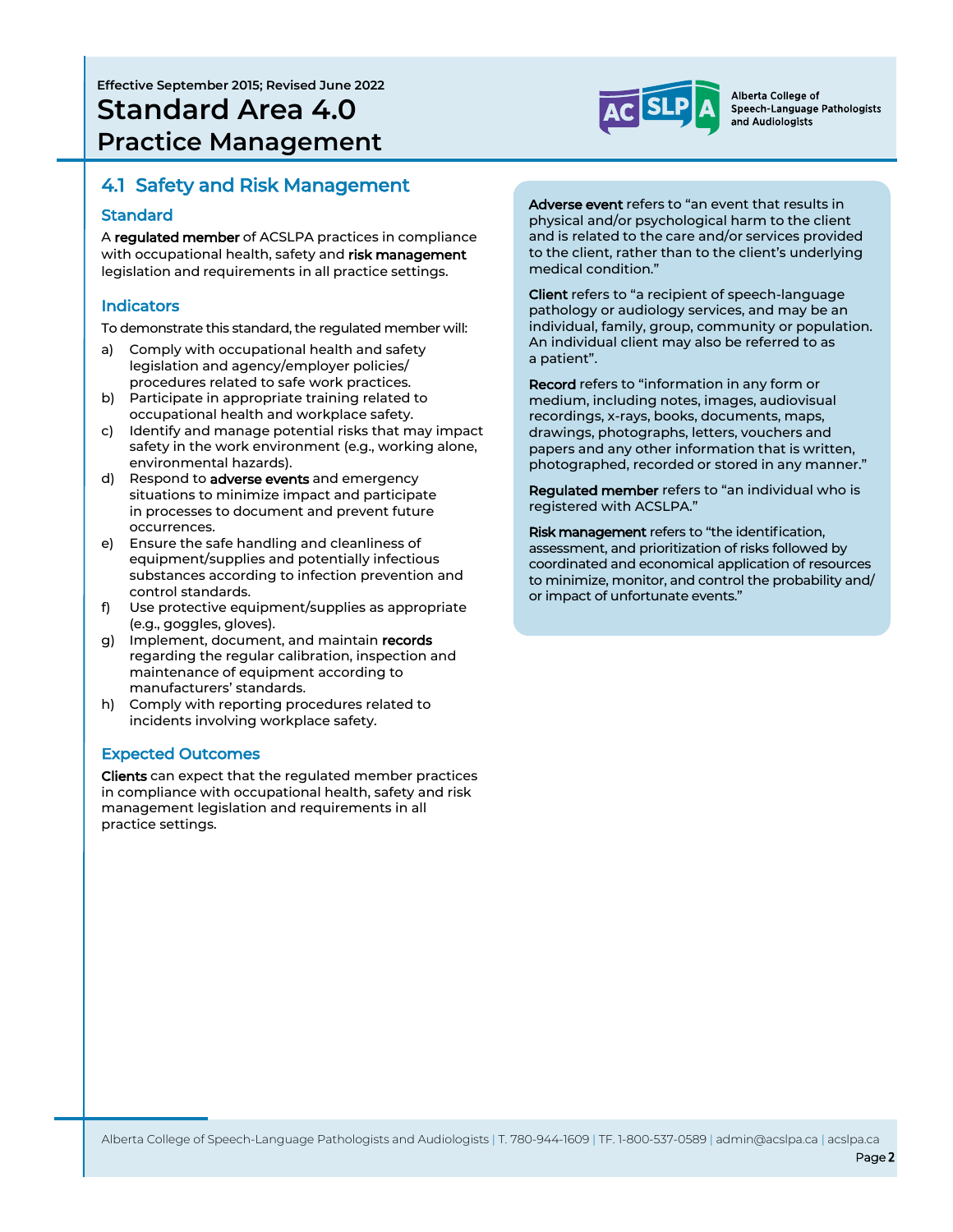Effective September 2015; Revised June 2022

# Standard Area 4.0 Practice Management

## 4.1 Safety and Risk Management

### Standard

A **regulated member** of ACSLPA practices in compliance with occupational health, safety and **risk management** legislation and requirements in all practice settings.

### Indicators

To demonstrate this standard, the regulated member will:

a) Comply with occupational health and safety legislation and agency/employer policies/ procedures related to safe work practices.
b) Participate in appropriate training related to occupational health and workplace safety.
c) Identify and manage potential risks that may impact safety in the work environment (e.g., working alone, environmental hazards).
d) Respond to **adverse events** and emergency situations to minimize impact and participate in processes to document and prevent future occurrences.
e) Ensure the safe handling and cleanliness of equipment/supplies and potentially infectious substances according to infection prevention and control standards.
f) Use protective equipment/supplies as appropriate (e.g., goggles, gloves).
g) Implement, document, and maintain **records** regarding the regular calibration, inspection and maintenance of equipment according to manufacturers' standards.
h) Comply with reporting procedures related to incidents involving workplace safety.

### Expected Outcomes

**Clients** can expect that the regulated member practices in compliance with occupational health, safety and risk management legislation and requirements in all practice settings.

**Adverse event** refers to "an event that results in physical and/or psychological harm to the client and is related to the care and/or services provided to the client, rather than to the client's underlying medical condition."

**Client** refers to "a recipient of speech-language pathology or audiology services, and may be an individual, family, group, community or population. An individual client may also be referred to as a patient".

**Record** refers to "information in any form or medium, including notes, images, audiovisual recordings, x-rays, books, documents, maps, drawings, photographs, letters, vouchers and papers and any other information that is written, photographed, recorded or stored in any manner."

**Regulated member** refers to "an individual who is registered with ACSLPA."

**Risk management** refers to "the identification, assessment, and prioritization of risks followed by coordinated and economical application of resources to minimize, monitor, and control the probability and/ or impact of unfortunate events."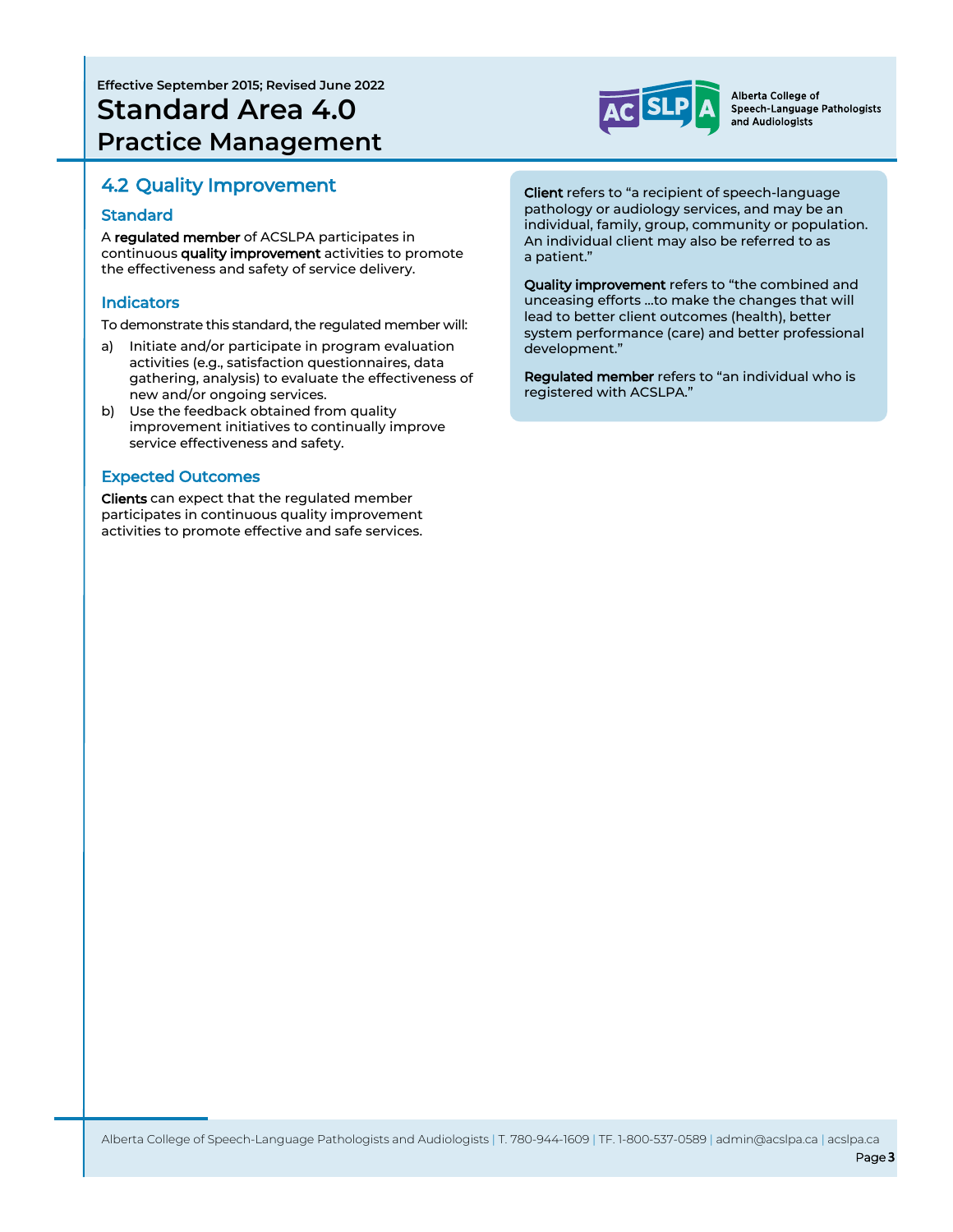## 4.2 Quality Improvement

### Standard

A **regulated member** of ACSLPA participates in continuous **quality improvement** activities to promote the effectiveness and safety of service delivery.

### Indicators

To demonstrate this standard, the regulated member will:

a) Initiate and/or participate in program evaluation activities (e.g., satisfaction questionnaires, data gathering, analysis) to evaluate the effectiveness of new and/or ongoing services.

b) Use the feedback obtained from quality improvement initiatives to continually improve service effectiveness and safety.

### Expected Outcomes

**Clients** can expect that the regulated member participates in continuous quality improvement activities to promote effective and safe services.

**Client** refers to "a recipient of speech-language pathology or audiology services, and may be an individual, family, group, community or population. An individual client may also be referred to as a patient."

**Quality improvement** refers to "the combined and unceasing efforts …to make the changes that will lead to better client outcomes (health), better system performance (care) and better professional development."

**Regulated member** refers to "an individual who is registered with ACSLPA."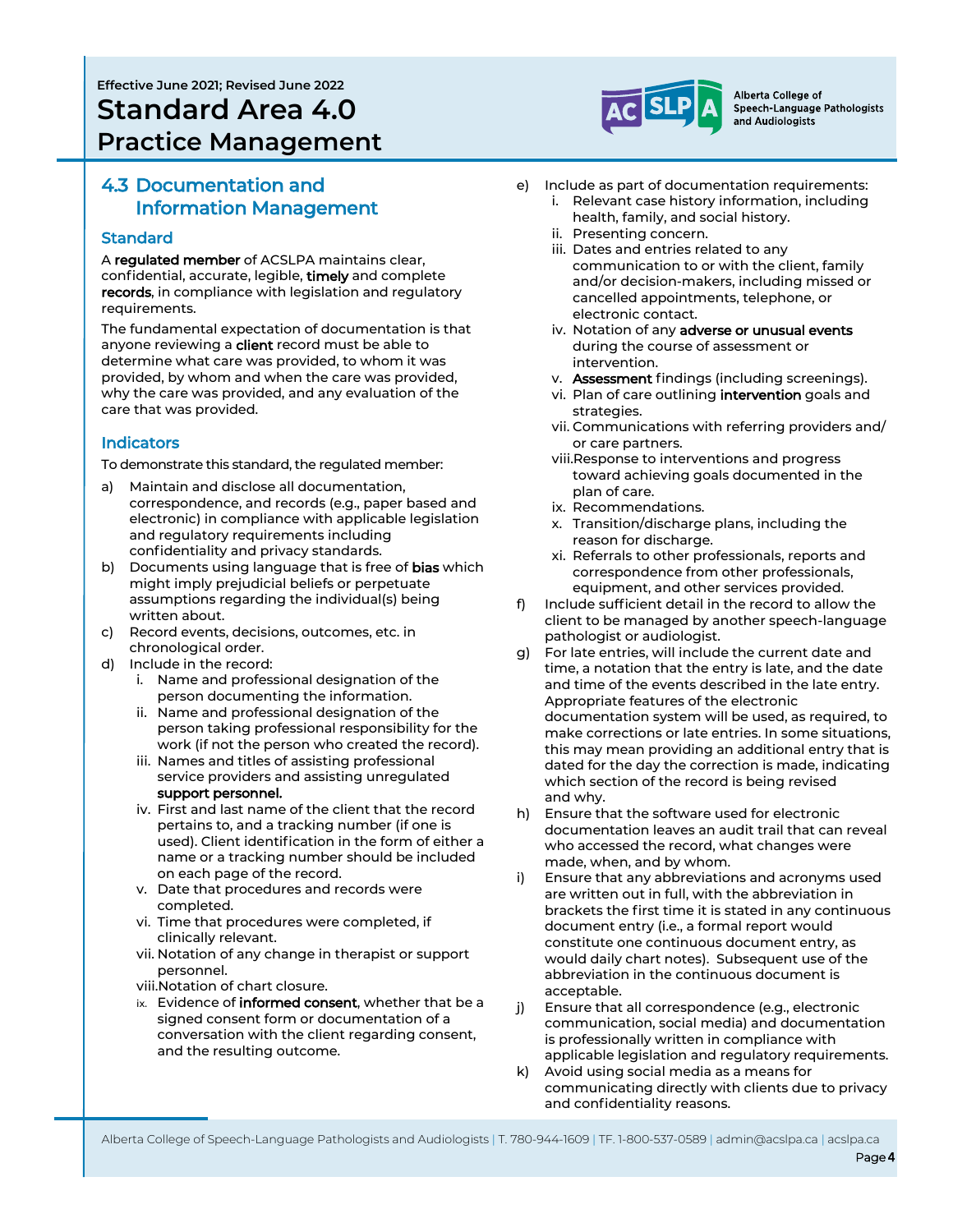Effective June 2021; Revised June 2022

# Standard Area 4.0 Practice Management

## 4.3 Documentation and Information Management

### Standard

A **regulated member** of ACSLPA maintains clear, confidential, accurate, legible, **timely** and complete **records**, in compliance with legislation and regulatory requirements.

The fundamental expectation of documentation is that anyone reviewing a **client** record must be able to determine what care was provided, to whom it was provided, by whom and when the care was provided, why the care was provided, and any evaluation of the care that was provided.

### Indicators

To demonstrate this standard, the regulated member:

a) Maintain and disclose all documentation, correspondence, and records (e.g., paper based and electronic) in compliance with applicable legislation and regulatory requirements including confidentiality and privacy standards.

b) Documents using language that is free of **bias** which might imply prejudicial beliefs or perpetuate assumptions regarding the individual(s) being written about.

c) Record events, decisions, outcomes, etc. in chronological order.

d) Include in the record:
   i. Name and professional designation of the person documenting the information.
   ii. Name and professional designation of the person taking professional responsibility for the work (if not the person who created the record).
   iii. Names and titles of assisting professional service providers and assisting unregulated **support personnel.**
   iv. First and last name of the client that the record pertains to, and a tracking number (if one is used). Client identification in the form of either a name or a tracking number should be included on each page of the record.
   v. Date that procedures and records were completed.
   vi. Time that procedures were completed, if clinically relevant.
   vii. Notation of any change in therapist or support personnel.
   viii. Notation of chart closure.
   ix. Evidence of **informed consent**, whether that be a signed consent form or documentation of a conversation with the client regarding consent, and the resulting outcome.

e) Include as part of documentation requirements:
   i. Relevant case history information, including health, family, and social history.
   ii. Presenting concern.
   iii. Dates and entries related to any communication to or with the client, family and/or decision-makers, including missed or cancelled appointments, telephone, or electronic contact.
   iv. Notation of any **adverse or unusual events** during the course of assessment or intervention.
   v. **Assessment** findings (including screenings).
   vi. Plan of care outlining **intervention** goals and strategies.
   vii. Communications with referring providers and/ or care partners.
   viii. Response to interventions and progress toward achieving goals documented in the plan of care.
   ix. Recommendations.
   x. Transition/discharge plans, including the reason for discharge.
   xi. Referrals to other professionals, reports and correspondence from other professionals, equipment, and other services provided.

f) Include sufficient detail in the record to allow the client to be managed by another speech-language pathologist or audiologist.

g) For late entries, will include the current date and time, a notation that the entry is late, and the date and time of the events described in the late entry. Appropriate features of the electronic documentation system will be used, as required, to make corrections or late entries. In some situations, this may mean providing an additional entry that is dated for the day the correction is made, indicating which section of the record is being revised and why.

h) Ensure that the software used for electronic documentation leaves an audit trail that can reveal who accessed the record, what changes were made, when, and by whom.

i) Ensure that any abbreviations and acronyms used are written out in full, with the abbreviation in brackets the first time it is stated in any continuous document entry (i.e., a formal report would constitute one continuous document entry, as would daily chart notes). Subsequent use of the abbreviation in the continuous document is acceptable.

j) Ensure that all correspondence (e.g., electronic communication, social media) and documentation is professionally written in compliance with applicable legislation and regulatory requirements.

k) Avoid using social media as a means for communicating directly with clients due to privacy and confidentiality reasons.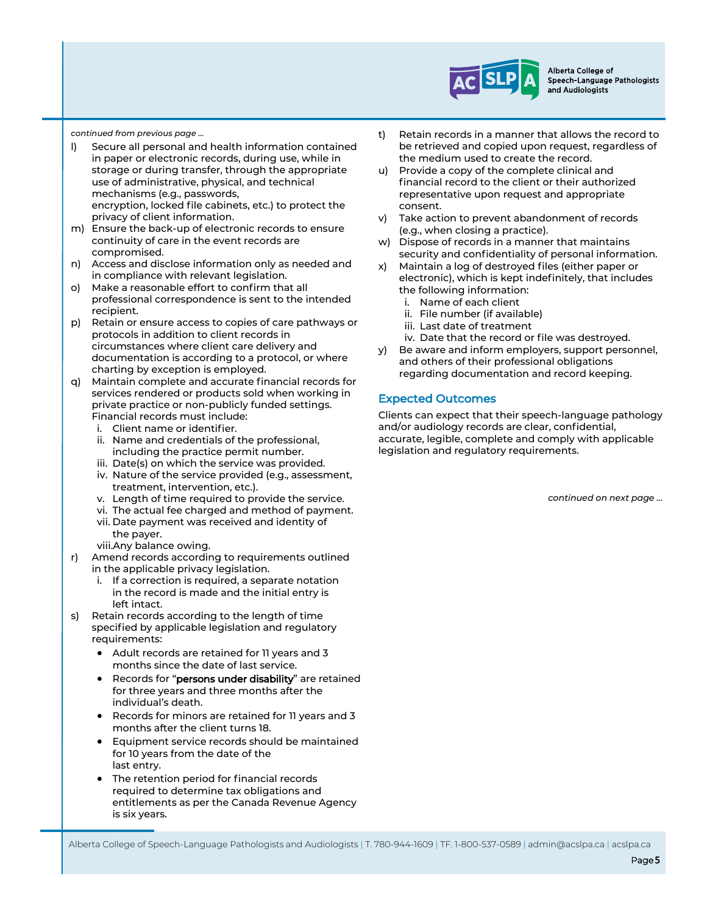*continued from previous page ...*

l) Secure all personal and health information contained in paper or electronic records, during use, while in storage or during transfer, through the appropriate use of administrative, physical, and technical mechanisms (e.g., passwords, encryption, locked file cabinets, etc.) to protect the privacy of client information.

m) Ensure the back-up of electronic records to ensure continuity of care in the event records are compromised.

n) Access and disclose information only as needed and in compliance with relevant legislation.

o) Make a reasonable effort to confirm that all professional correspondence is sent to the intended recipient.

p) Retain or ensure access to copies of care pathways or protocols in addition to client records in circumstances where client care delivery and documentation is according to a protocol, or where charting by exception is employed.

q) Maintain complete and accurate financial records for services rendered or products sold when working in private practice or non-publicly funded settings. Financial records must include:
   i. Client name or identifier.
   ii. Name and credentials of the professional, including the practice permit number.
   iii. Date(s) on which the service was provided.
   iv. Nature of the service provided (e.g., assessment, treatment, intervention, etc.).
   v. Length of time required to provide the service.
   vi. The actual fee charged and method of payment.
   vii. Date payment was received and identity of the payer.
   viii. Any balance owing.

r) Amend records according to requirements outlined in the applicable privacy legislation.
   i. If a correction is required, a separate notation in the record is made and the initial entry is left intact.

s) Retain records according to the length of time specified by applicable legislation and regulatory requirements:
   - Adult records are retained for 11 years and 3 months since the date of last service.
   - Records for "**persons under disability**" are retained for three years and three months after the individual's death.
   - Records for minors are retained for 11 years and 3 months after the client turns 18.
   - Equipment service records should be maintained for 10 years from the date of the last entry.
   - The retention period for financial records required to determine tax obligations and entitlements as per the Canada Revenue Agency is six years.

t) Retain records in a manner that allows the record to be retrieved and copied upon request, regardless of the medium used to create the record.

u) Provide a copy of the complete clinical and financial record to the client or their authorized representative upon request and appropriate consent.

v) Take action to prevent abandonment of records (e.g., when closing a practice).

w) Dispose of records in a manner that maintains security and confidentiality of personal information.

x) Maintain a log of destroyed files (either paper or electronic), which is kept indefinitely, that includes the following information:
   i. Name of each client
   ii. File number (if available)
   iii. Last date of treatment
   iv. Date that the record or file was destroyed.

y) Be aware and inform employers, support personnel, and others of their professional obligations regarding documentation and record keeping.

## Expected Outcomes

Clients can expect that their speech-language pathology and/or audiology records are clear, confidential, accurate, legible, complete and comply with applicable legislation and regulatory requirements.

*continued on next page ...*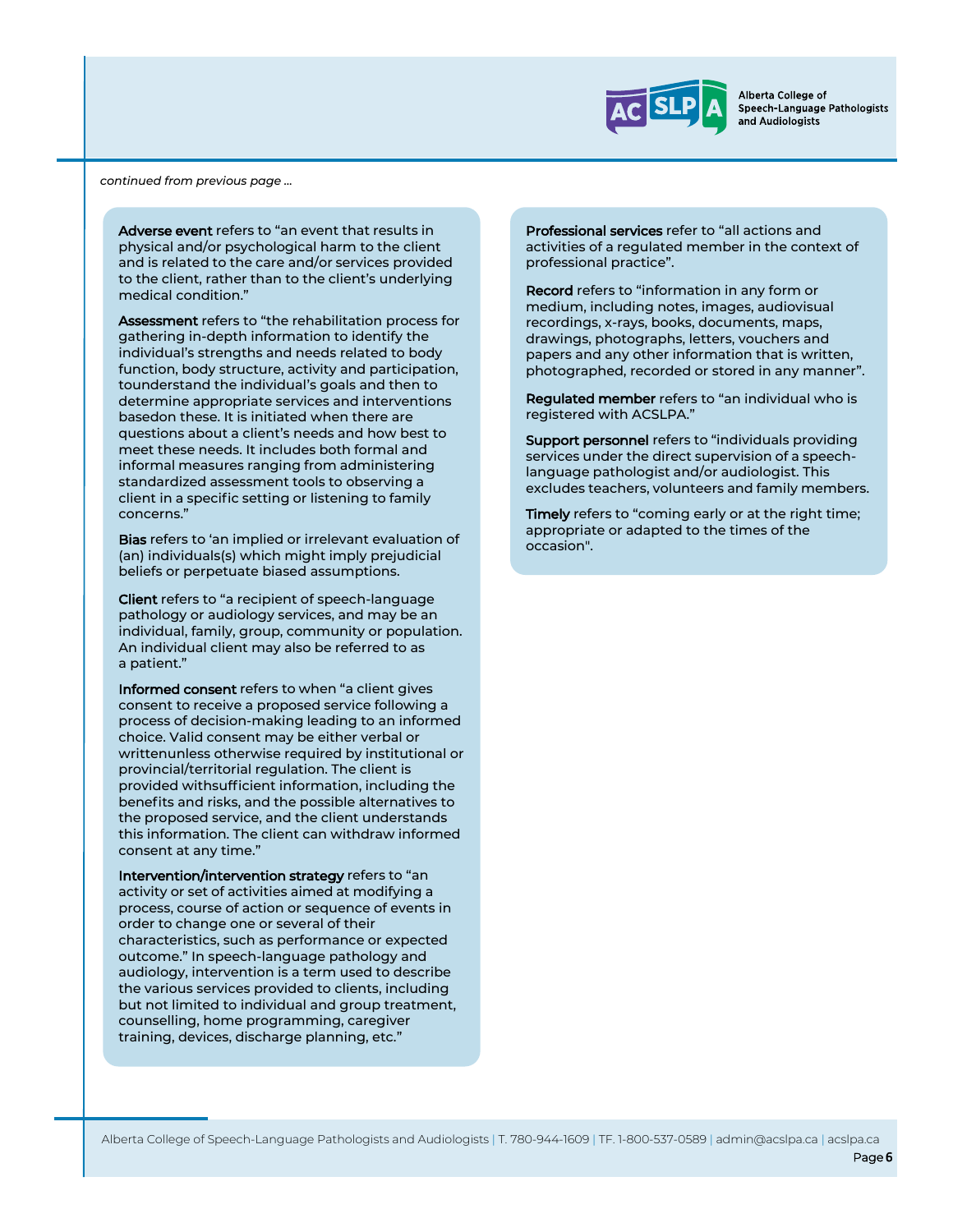*continued from previous page ...*

**Adverse event** refers to "an event that results in physical and/or psychological harm to the client and is related to the care and/or services provided to the client, rather than to the client's underlying medical condition."

**Assessment** refers to "the rehabilitation process for gathering in-depth information to identify the individual's strengths and needs related to body function, body structure, activity and participation, tounderstand the individual's goals and then to determine appropriate services and interventions basedon these. It is initiated when there are questions about a client's needs and how best to meet these needs. It includes both formal and informal measures ranging from administering standardized assessment tools to observing a client in a specific setting or listening to family concerns."

**Bias** refers to 'an implied or irrelevant evaluation of (an) individuals(s) which might imply prejudicial beliefs or perpetuate biased assumptions.

**Client** refers to "a recipient of speech-language pathology or audiology services, and may be an individual, family, group, community or population. An individual client may also be referred to as a patient."

**Informed consent** refers to when "a client gives consent to receive a proposed service following a process of decision-making leading to an informed choice. Valid consent may be either verbal or writtenunless otherwise required by institutional or provincial/territorial regulation. The client is provided withsufficient information, including the benefits and risks, and the possible alternatives to the proposed service, and the client understands this information. The client can withdraw informed consent at any time."

**Intervention/intervention strategy** refers to "an activity or set of activities aimed at modifying a process, course of action or sequence of events in order to change one or several of their characteristics, such as performance or expected outcome." In speech-language pathology and audiology, intervention is a term used to describe the various services provided to clients, including but not limited to individual and group treatment, counselling, home programming, caregiver training, devices, discharge planning, etc."

**Professional services** refer to "all actions and activities of a regulated member in the context of professional practice".

**Record** refers to "information in any form or medium, including notes, images, audiovisual recordings, x-rays, books, documents, maps, drawings, photographs, letters, vouchers and papers and any other information that is written, photographed, recorded or stored in any manner".

**Regulated member** refers to "an individual who is registered with ACSLPA."

**Support personnel** refers to "individuals providing services under the direct supervision of a speech-language pathologist and/or audiologist. This excludes teachers, volunteers and family members.

**Timely** refers to "coming early or at the right time; appropriate or adapted to the times of the occasion".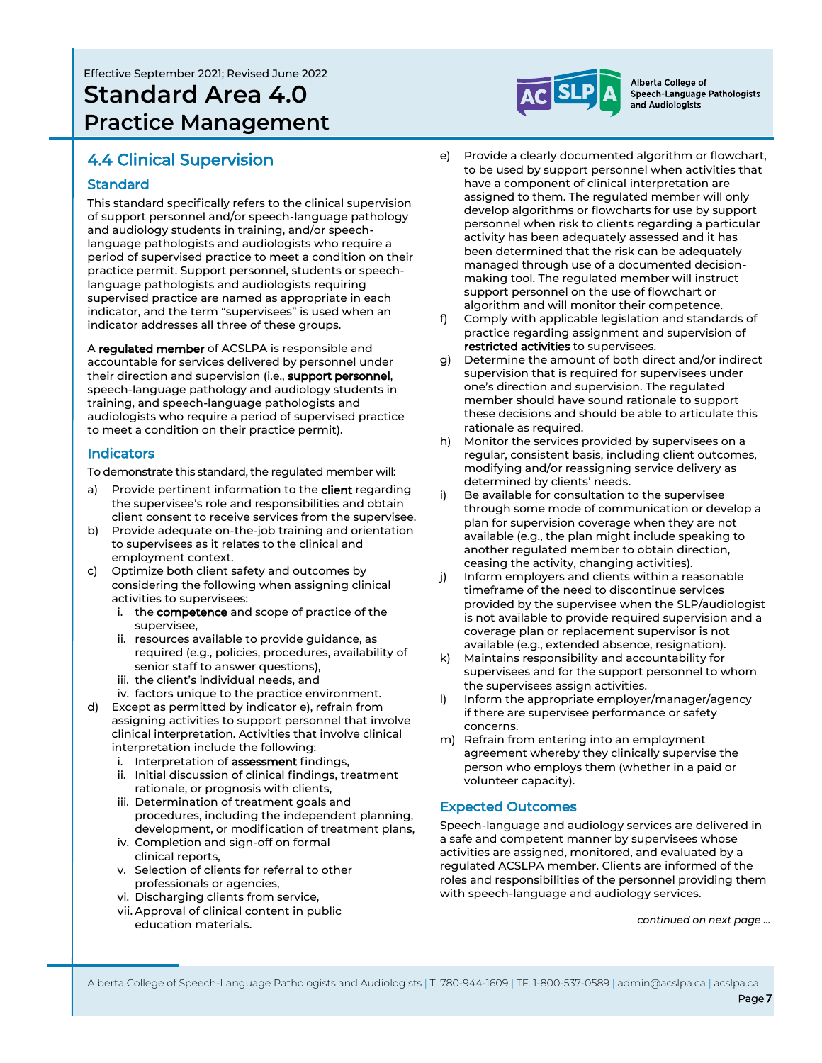Effective September 2021; Revised June 2022

# Standard Area 4.0 Practice Management

## 4.4 Clinical Supervision

### Standard

This standard specifically refers to the clinical supervision of support personnel and/or speech-language pathology and audiology students in training, and/or speech-language pathologists and audiologists who require a period of supervised practice to meet a condition on their practice permit. Support personnel, students or speech-language pathologists and audiologists requiring supervised practice are named as appropriate in each indicator, and the term "supervisees" is used when an indicator addresses all three of these groups.

A **regulated member** of ACSLPA is responsible and accountable for services delivered by personnel under their direction and supervision (i.e., **support personnel**, speech-language pathology and audiology students in training, and speech-language pathologists and audiologists who require a period of supervised practice to meet a condition on their practice permit).

### Indicators

To demonstrate this standard, the regulated member will:

a) Provide pertinent information to the **client** regarding the supervisee's role and responsibilities and obtain client consent to receive services from the supervisee.

b) Provide adequate on-the-job training and orientation to supervisees as it relates to the clinical and employment context.

c) Optimize both client safety and outcomes by considering the following when assigning clinical activities to supervisees:
   1. the **competence** and scope of practice of the supervisee,
   2. resources available to provide guidance, as required (e.g., policies, procedures, availability of senior staff to answer questions),
   3. the client's individual needs, and
   4. factors unique to the practice environment.

d) Except as permitted by indicator e), refrain from assigning activities to support personnel that involve clinical interpretation. Activities that involve clinical interpretation include the following:
   1. Interpretation of **assessment** findings,
   2. Initial discussion of clinical findings, treatment rationale, or prognosis with clients,
   3. Determination of treatment goals and procedures, including the independent planning, development, or modification of treatment plans,
   4. Completion and sign-off on formal clinical reports,
   5. Selection of clients for referral to other professionals or agencies,
   6. Discharging clients from service,
   7. Approval of clinical content in public education materials.

e) Provide a clearly documented algorithm or flowchart, to be used by support personnel when activities that have a component of clinical interpretation are assigned to them. The regulated member will only develop algorithms or flowcharts for use by support personnel when risk to clients regarding a particular activity has been adequately assessed and it has been determined that the risk can be adequately managed through use of a documented decision-making tool. The regulated member will instruct support personnel on the use of flowchart or algorithm and will monitor their competence.

f) Comply with applicable legislation and standards of practice regarding assignment and supervision of **restricted activities** to supervisees.

g) Determine the amount of both direct and/or indirect supervision that is required for supervisees under one's direction and supervision. The regulated member should have sound rationale to support these decisions and should be able to articulate this rationale as required.

h) Monitor the services provided by supervisees on a regular, consistent basis, including client outcomes, modifying and/or reassigning service delivery as determined by clients' needs.

i) Be available for consultation to the supervisee through some mode of communication or develop a plan for supervision coverage when they are not available (e.g., the plan might include speaking to another regulated member to obtain direction, ceasing the activity, changing activities).

j) Inform employers and clients within a reasonable timeframe of the need to discontinue services provided by the supervisee when the SLP/audiologist is not available to provide required supervision and a coverage plan or replacement supervisor is not available (e.g., extended absence, resignation).

k) Maintains responsibility and accountability for supervisees and for the support personnel to whom the supervisees assign activities.

l) Inform the appropriate employer/manager/agency if there are supervisee performance or safety concerns.

m) Refrain from entering into an employment agreement whereby they clinically supervise the person who employs them (whether in a paid or volunteer capacity).

### Expected Outcomes

Speech-language and audiology services are delivered in a safe and competent manner by supervisees whose activities are assigned, monitored, and evaluated by a regulated ACSLPA member. Clients are informed of the roles and responsibilities of the personnel providing them with speech-language and audiology services.

*continued on next page ...*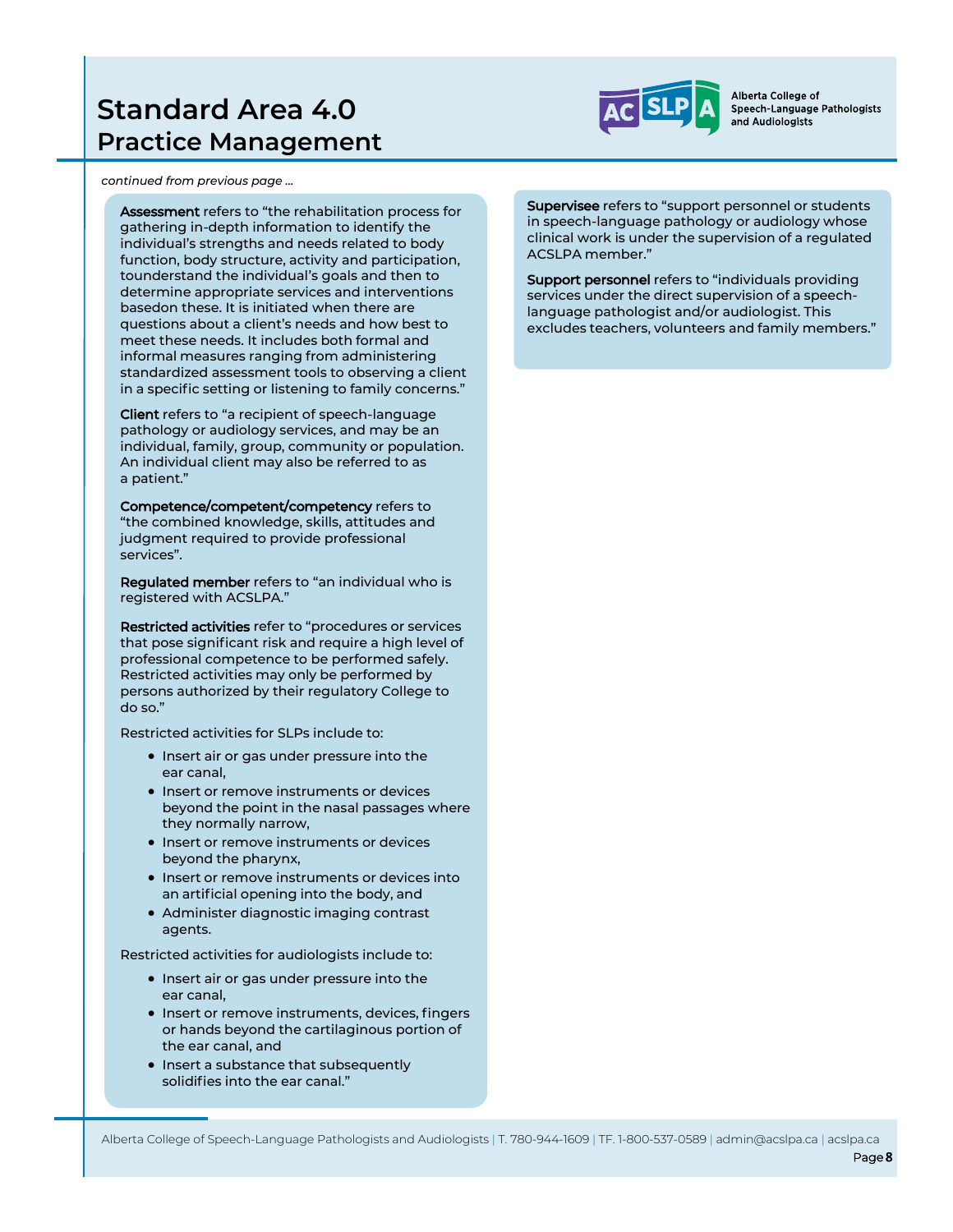# Standard Area 4.0
## Practice Management

*continued from previous page ...*

**Assessment** refers to "the rehabilitation process for gathering in-depth information to identify the individual's strengths and needs related to body function, body structure, activity and participation, tounderstand the individual's goals and then to determine appropriate services and interventions basedon these. It is initiated when there are questions about a client's needs and how best to meet these needs. It includes both formal and informal measures ranging from administering standardized assessment tools to observing a client in a specific setting or listening to family concerns."

**Client** refers to "a recipient of speech-language pathology or audiology services, and may be an individual, family, group, community or population. An individual client may also be referred to as a patient."

**Competence/competent/competency** refers to "the combined knowledge, skills, attitudes and judgment required to provide professional services".

**Regulated member** refers to "an individual who is registered with ACSLPA."

**Restricted activities** refer to "procedures or services that pose significant risk and require a high level of professional competence to be performed safely. Restricted activities may only be performed by persons authorized by their regulatory College to do so."

Restricted activities for SLPs include to:

- Insert air or gas under pressure into the ear canal,
- Insert or remove instruments or devices beyond the point in the nasal passages where they normally narrow,
- Insert or remove instruments or devices beyond the pharynx,
- Insert or remove instruments or devices into an artificial opening into the body, and
- Administer diagnostic imaging contrast agents.

Restricted activities for audiologists include to:

- Insert air or gas under pressure into the ear canal,
- Insert or remove instruments, devices, fingers or hands beyond the cartilaginous portion of the ear canal, and
- Insert a substance that subsequently solidifies into the ear canal."

**Supervisee** refers to "support personnel or students in speech-language pathology or audiology whose clinical work is under the supervision of a regulated ACSLPA member."

**Support personnel** refers to "individuals providing services under the direct supervision of a speech-language pathologist and/or audiologist. This excludes teachers, volunteers and family members."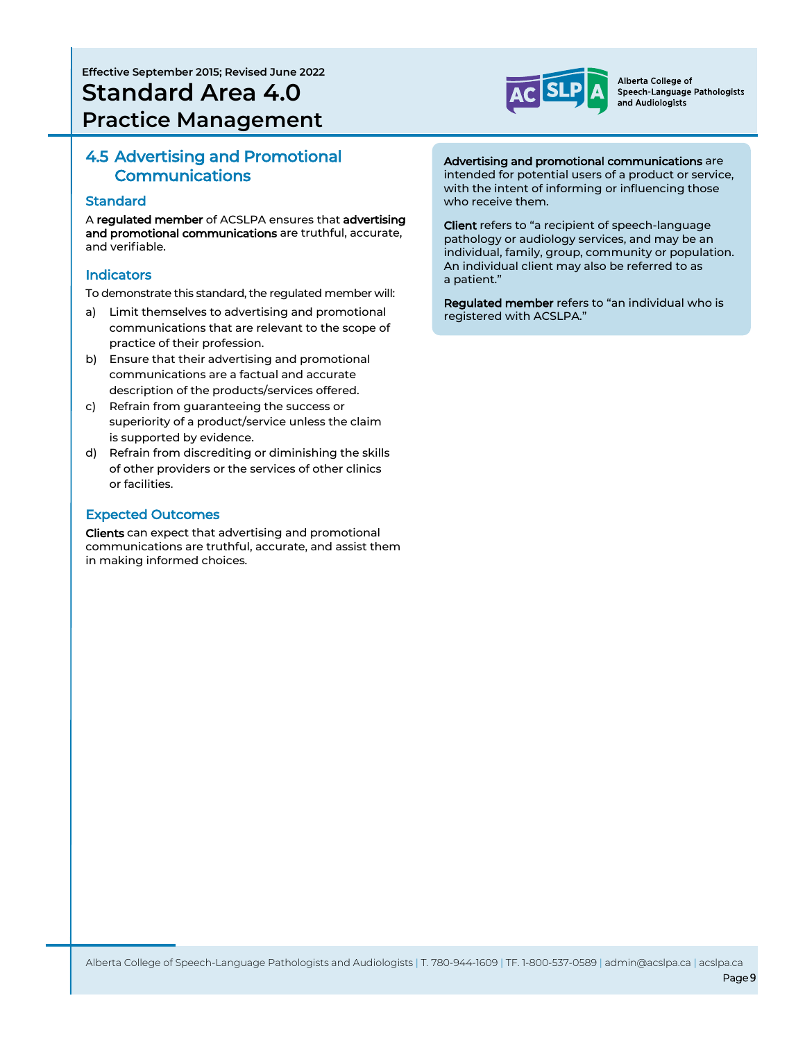Effective September 2015; Revised June 2022

# Standard Area 4.0 Practice Management

## 4.5 Advertising and Promotional Communications

### Standard

A **regulated member** of ACSLPA ensures that **advertising and promotional communications** are truthful, accurate, and verifiable.

### Indicators

To demonstrate this standard, the regulated member will:

a) Limit themselves to advertising and promotional communications that are relevant to the scope of practice of their profession.
b) Ensure that their advertising and promotional communications are a factual and accurate description of the products/services offered.
c) Refrain from guaranteeing the success or superiority of a product/service unless the claim is supported by evidence.
d) Refrain from discrediting or diminishing the skills of other providers or the services of other clinics or facilities.

### Expected Outcomes

**Clients** can expect that advertising and promotional communications are truthful, accurate, and assist them in making informed choices.

**Advertising and promotional communications** are intended for potential users of a product or service, with the intent of informing or influencing those who receive them.

**Client** refers to "a recipient of speech-language pathology or audiology services, and may be an individual, family, group, community or population. An individual client may also be referred to as a patient."

**Regulated member** refers to "an individual who is registered with ACSLPA."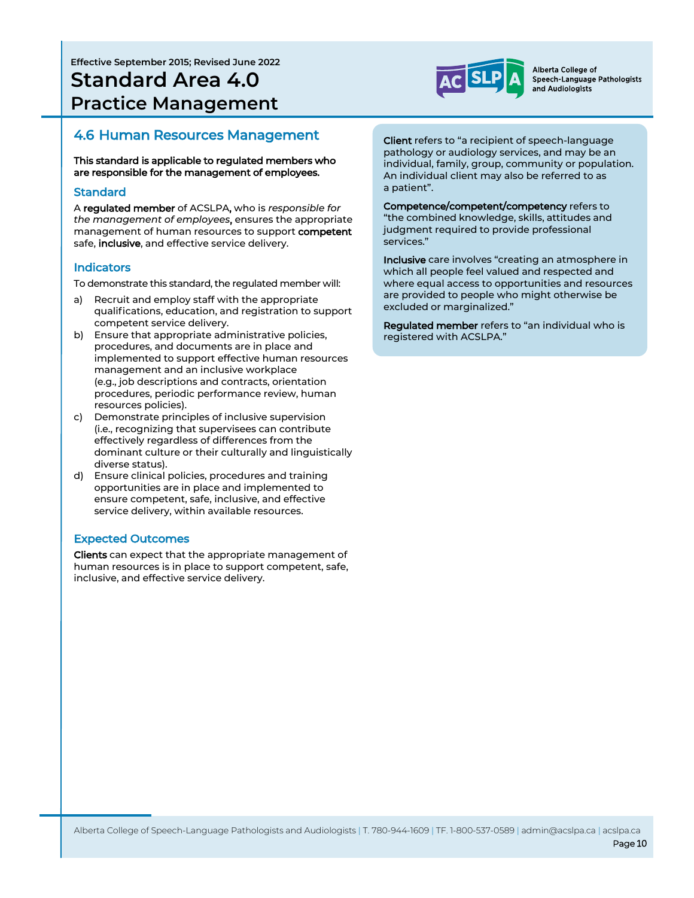Effective September 2015; Revised June 2022

# Standard Area 4.0 Practice Management

## 4.6 Human Resources Management

**This standard is applicable to regulated members who are responsible for the management of employees.**

### Standard

A **regulated member** of ACSLPA, who is *responsible for the management of employees*, ensures the appropriate management of human resources to support **competent** safe, **inclusive**, and effective service delivery.

### Indicators

To demonstrate this standard, the regulated member will:

a) Recruit and employ staff with the appropriate qualifications, education, and registration to support competent service delivery.
b) Ensure that appropriate administrative policies, procedures, and documents are in place and implemented to support effective human resources management and an inclusive workplace (e.g., job descriptions and contracts, orientation procedures, periodic performance review, human resources policies).
c) Demonstrate principles of inclusive supervision (i.e., recognizing that supervisees can contribute effectively regardless of differences from the dominant culture or their culturally and linguistically diverse status).
d) Ensure clinical policies, procedures and training opportunities are in place and implemented to ensure competent, safe, inclusive, and effective service delivery, within available resources.

### Expected Outcomes

**Clients** can expect that the appropriate management of human resources is in place to support competent, safe, inclusive, and effective service delivery.

**Client** refers to "a recipient of speech-language pathology or audiology services, and may be an individual, family, group, community or population. An individual client may also be referred to as a patient".

**Competence/competent/competency** refers to "the combined knowledge, skills, attitudes and judgment required to provide professional services."

**Inclusive** care involves "creating an atmosphere in which all people feel valued and respected and where equal access to opportunities and resources are provided to people who might otherwise be excluded or marginalized."

**Regulated member** refers to "an individual who is registered with ACSLPA."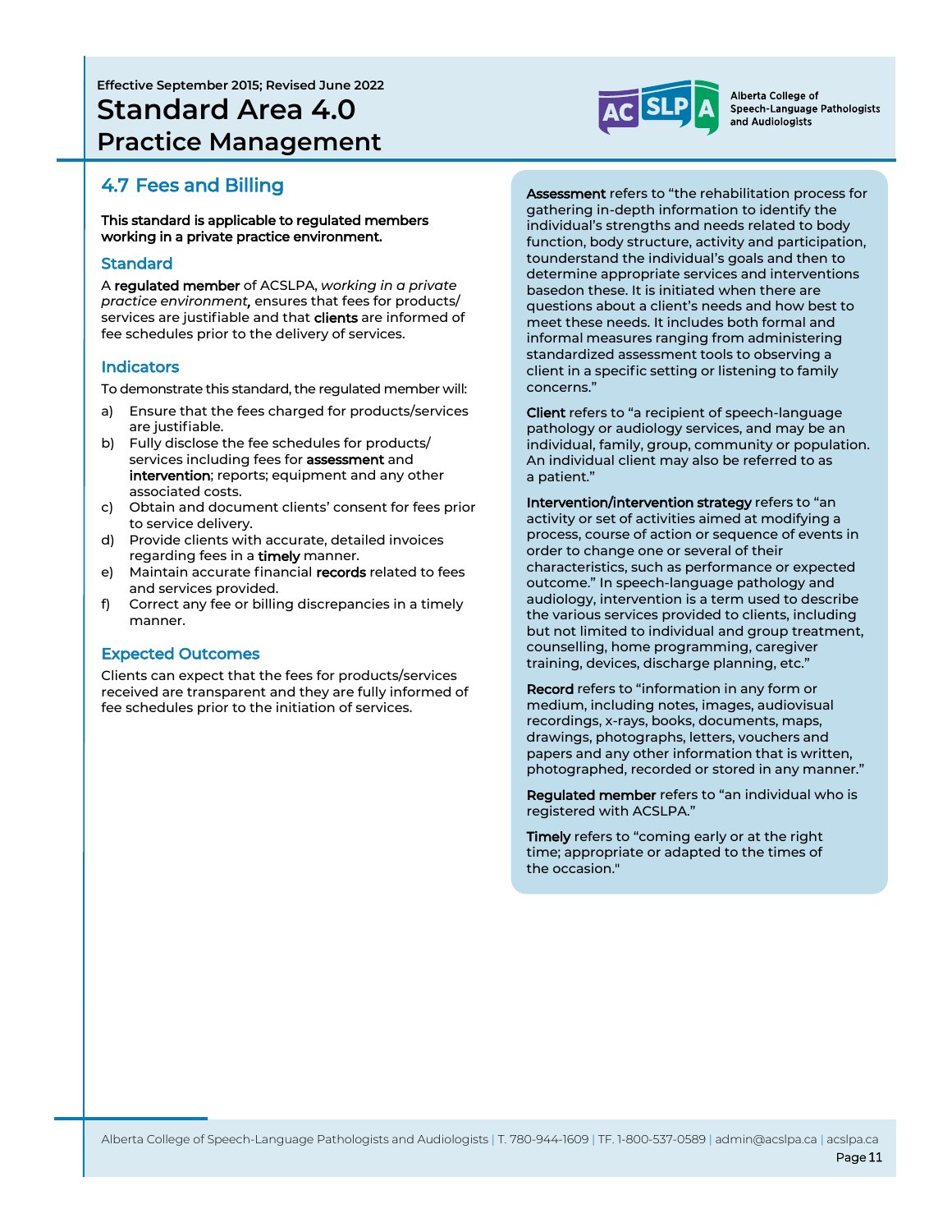Effective September 2015; Revised June 2022

# Standard Area 4.0 Practice Management

## 4.7 Fees and Billing

**This standard is applicable to regulated members working in a private practice environment.**

### Standard

A **regulated member** of ACSLPA, *working in a private practice environment*, ensures that fees for products/services are justifiable and that **clients** are informed of fee schedules prior to the delivery of services.

### Indicators

To demonstrate this standard, the regulated member will:

a) Ensure that the fees charged for products/services are justifiable.
b) Fully disclose the fee schedules for products/services including fees for **assessment** and **intervention**; reports; equipment and any other associated costs.
c) Obtain and document clients' consent for fees prior to service delivery.
d) Provide clients with accurate, detailed invoices regarding fees in a **timely** manner.
e) Maintain accurate financial **records** related to fees and services provided.
f) Correct any fee or billing discrepancies in a timely manner.

### Expected Outcomes

Clients can expect that the fees for products/services received are transparent and they are fully informed of fee schedules prior to the initiation of services.

**Assessment** refers to "the rehabilitation process for gathering in-depth information to identify the individual's strengths and needs related to body function, body structure, activity and participation, tounderstand the individual's goals and then to determine appropriate services and interventions basedon these. It is initiated when there are questions about a client's needs and how best to meet these needs. It includes both formal and informal measures ranging from administering standardized assessment tools to observing a client in a specific setting or listening to family concerns."

**Client** refers to "a recipient of speech-language pathology or audiology services, and may be an individual, family, group, community or population. An individual client may also be referred to as a patient."

**Intervention/intervention strategy** refers to "an activity or set of activities aimed at modifying a process, course of action or sequence of events in order to change one or several of their characteristics, such as performance or expected outcome." In speech-language pathology and audiology, intervention is a term used to describe the various services provided to clients, including but not limited to individual and group treatment, counselling, home programming, caregiver training, devices, discharge planning, etc."

**Record** refers to "information in any form or medium, including notes, images, audiovisual recordings, x-rays, books, documents, maps, drawings, photographs, letters, vouchers and papers and any other information that is written, photographed, recorded or stored in any manner."

**Regulated member** refers to "an individual who is registered with ACSLPA."

**Timely** refers to "coming early or at the right time; appropriate or adapted to the times of the occasion."